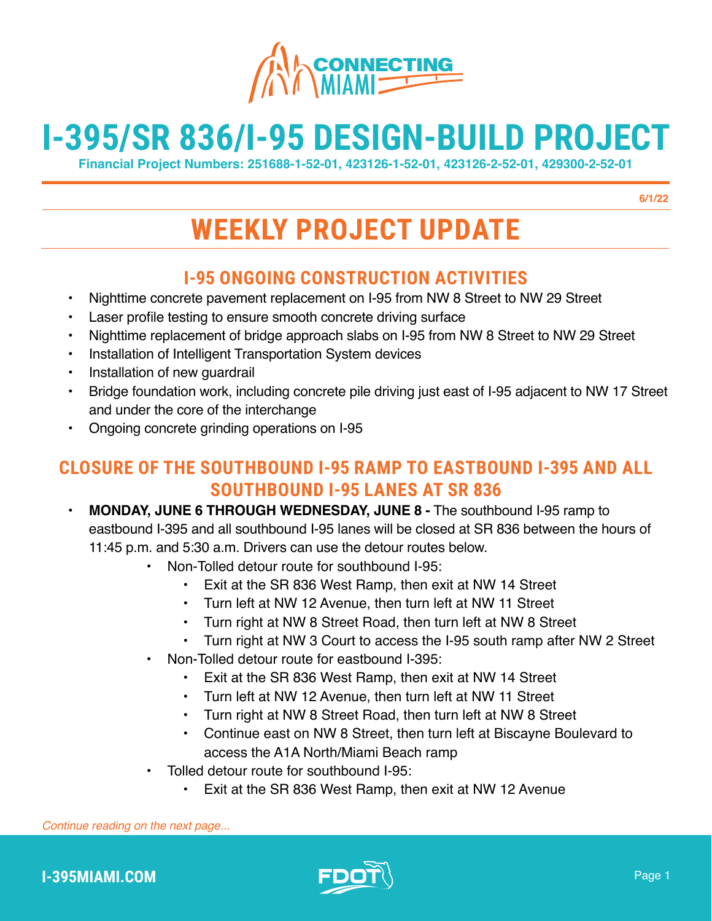CONNECTING MIAMI

# I-395/SR 836/I-95 DESIGN-BUILD PROJECT

**Financial Project Numbers: 251688-1-52-01, 423126-1-52-01, 423126-2-52-01, 429300-2-52-01**

6/1/22

## WEEKLY PROJECT UPDATE

### I-95 ONGOING CONSTRUCTION ACTIVITIES

- Nighttime concrete pavement replacement on I-95 from NW 8 Street to NW 29 Street
- Laser profile testing to ensure smooth concrete driving surface
- Nighttime replacement of bridge approach slabs on I-95 from NW 8 Street to NW 29 Street
- Installation of Intelligent Transportation System devices
- Installation of new guardrail
- Bridge foundation work, including concrete pile driving just east of I-95 adjacent to NW 17 Street and under the core of the interchange
- Ongoing concrete grinding operations on I-95

### CLOSURE OF THE SOUTHBOUND I-95 RAMP TO EASTBOUND I-395 AND ALL SOUTHBOUND I-95 LANES AT SR 836

- **MONDAY, JUNE 6 THROUGH WEDNESDAY, JUNE 8 -** The southbound I-95 ramp to eastbound I-395 and all southbound I-95 lanes will be closed at SR 836 between the hours of 11:45 p.m. and 5:30 a.m. Drivers can use the detour routes below.
  - Non-Tolled detour route for southbound I-95:
    - Exit at the SR 836 West Ramp, then exit at NW 14 Street
    - Turn left at NW 12 Avenue, then turn left at NW 11 Street
    - Turn right at NW 8 Street Road, then turn left at NW 8 Street
    - Turn right at NW 3 Court to access the I-95 south ramp after NW 2 Street
  - Non-Tolled detour route for eastbound I-395:
    - Exit at the SR 836 West Ramp, then exit at NW 14 Street
    - Turn left at NW 12 Avenue, then turn left at NW 11 Street
    - Turn right at NW 8 Street Road, then turn left at NW 8 Street
    - Continue east on NW 8 Street, then turn left at Biscayne Boulevard to access the A1A North/Miami Beach ramp
  - Tolled detour route for southbound I-95:
    - Exit at the SR 836 West Ramp, then exit at NW 12 Avenue

*Continue reading on the next page...*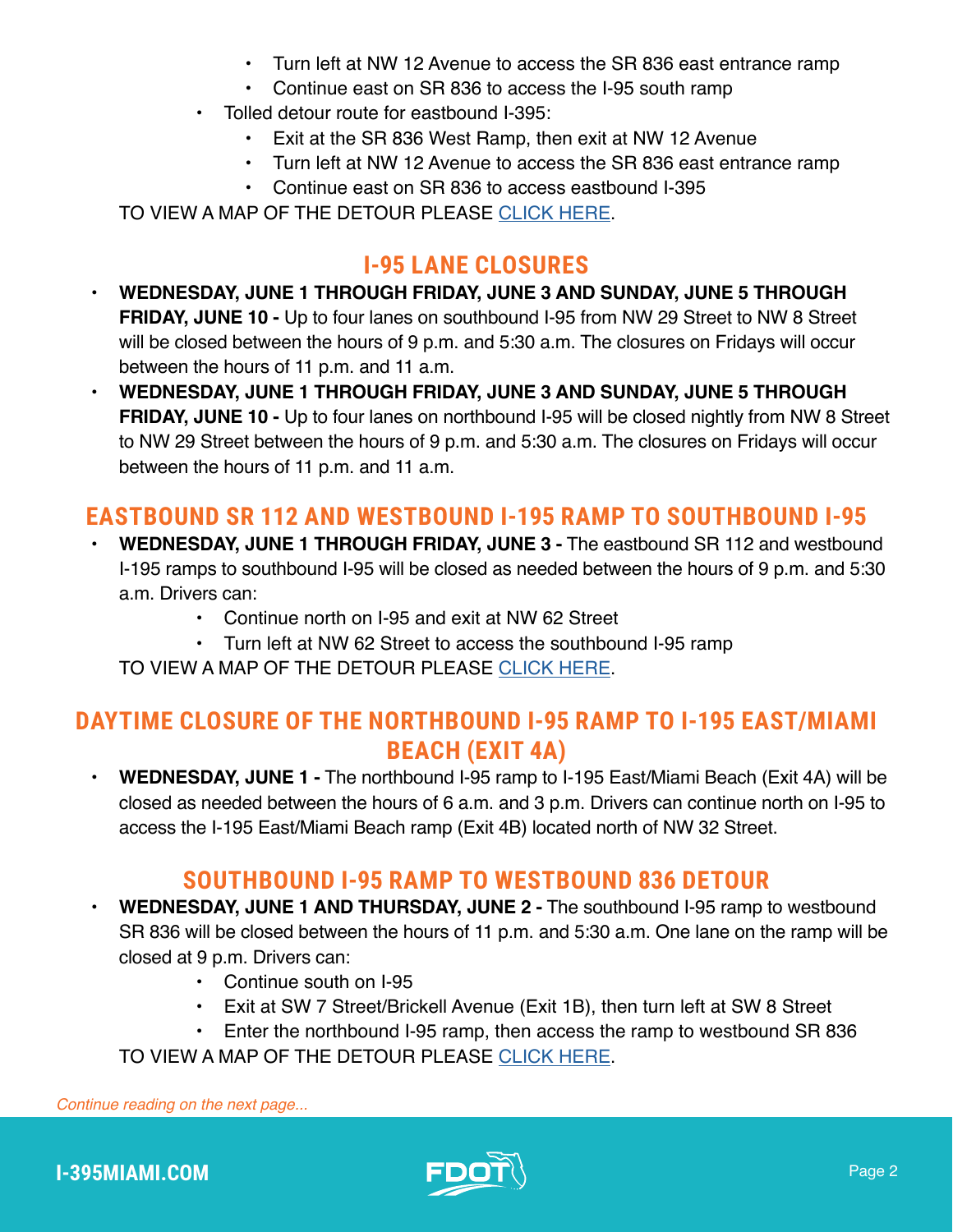- Turn left at NW 12 Avenue to access the SR 836 east entrance ramp
- Continue east on SR 836 to access the I-95 south ramp

- Tolled detour route for eastbound I-395:
  - Exit at the SR 836 West Ramp, then exit at NW 12 Avenue
  - Turn left at NW 12 Avenue to access the SR 836 east entrance ramp
  - Continue east on SR 836 to access eastbound I-395

TO VIEW A MAP OF THE DETOUR PLEASE CLICK HERE.

## I-95 LANE CLOSURES

- **WEDNESDAY, JUNE 1 THROUGH FRIDAY, JUNE 3 AND SUNDAY, JUNE 5 THROUGH FRIDAY, JUNE 10 -** Up to four lanes on southbound I-95 from NW 29 Street to NW 8 Street will be closed between the hours of 9 p.m. and 5:30 a.m. The closures on Fridays will occur between the hours of 11 p.m. and 11 a.m.
- **WEDNESDAY, JUNE 1 THROUGH FRIDAY, JUNE 3 AND SUNDAY, JUNE 5 THROUGH FRIDAY, JUNE 10 -** Up to four lanes on northbound I-95 will be closed nightly from NW 8 Street to NW 29 Street between the hours of 9 p.m. and 5:30 a.m. The closures on Fridays will occur between the hours of 11 p.m. and 11 a.m.

## EASTBOUND SR 112 AND WESTBOUND I-195 RAMP TO SOUTHBOUND I-95

- **WEDNESDAY, JUNE 1 THROUGH FRIDAY, JUNE 3 -** The eastbound SR 112 and westbound I-195 ramps to southbound I-95 will be closed as needed between the hours of 9 p.m. and 5:30 a.m. Drivers can:
  - Continue north on I-95 and exit at NW 62 Street
  - Turn left at NW 62 Street to access the southbound I-95 ramp

TO VIEW A MAP OF THE DETOUR PLEASE CLICK HERE.

## DAYTIME CLOSURE OF THE NORTHBOUND I-95 RAMP TO I-195 EAST/MIAMI BEACH (EXIT 4A)

- **WEDNESDAY, JUNE 1 -** The northbound I-95 ramp to I-195 East/Miami Beach (Exit 4A) will be closed as needed between the hours of 6 a.m. and 3 p.m. Drivers can continue north on I-95 to access the I-195 East/Miami Beach ramp (Exit 4B) located north of NW 32 Street.

## SOUTHBOUND I-95 RAMP TO WESTBOUND 836 DETOUR

- **WEDNESDAY, JUNE 1 AND THURSDAY, JUNE 2 -** The southbound I-95 ramp to westbound SR 836 will be closed between the hours of 11 p.m. and 5:30 a.m. One lane on the ramp will be closed at 9 p.m. Drivers can:
  - Continue south on I-95
  - Exit at SW 7 Street/Brickell Avenue (Exit 1B), then turn left at SW 8 Street
  - Enter the northbound I-95 ramp, then access the ramp to westbound SR 836

TO VIEW A MAP OF THE DETOUR PLEASE CLICK HERE.

*Continue reading on the next page...*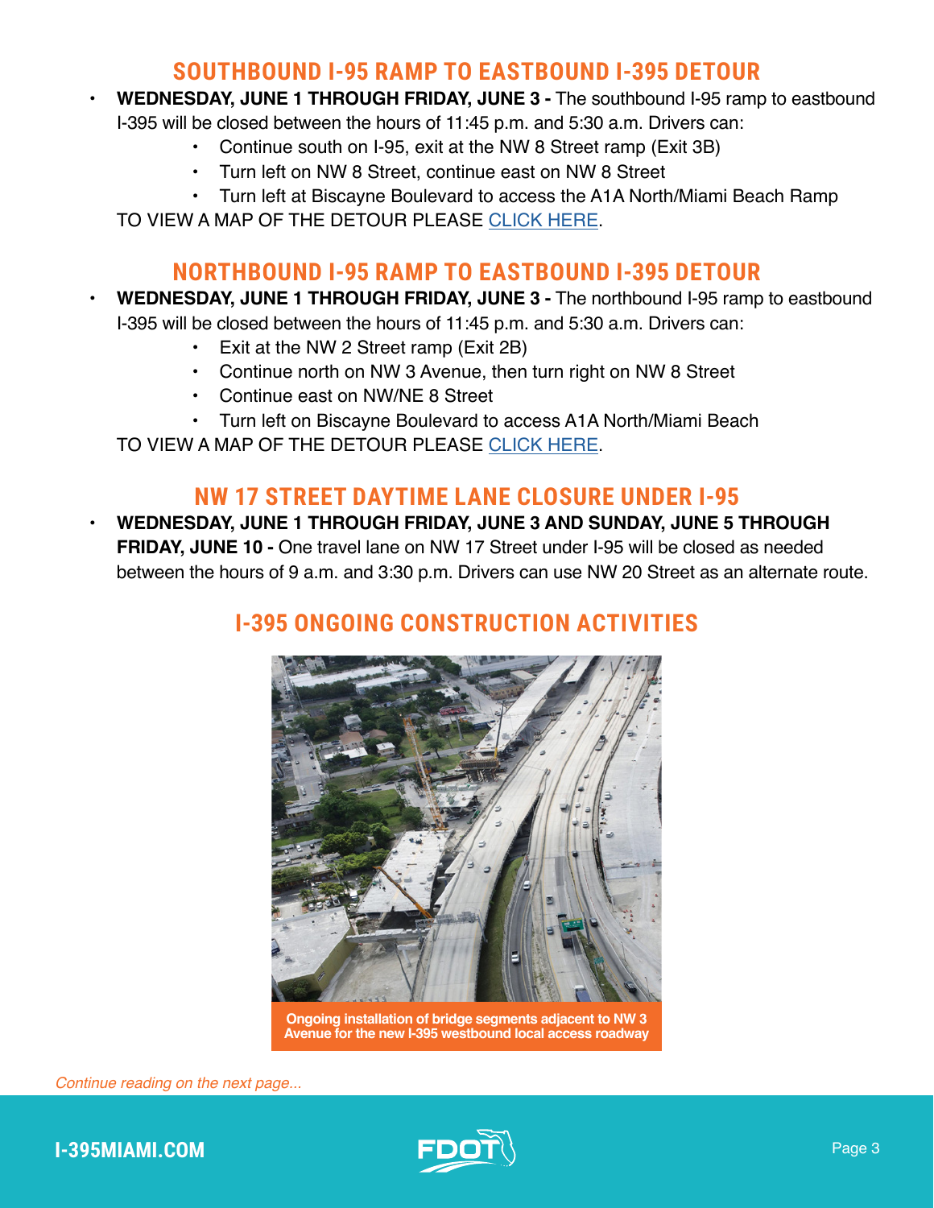## SOUTHBOUND I-95 RAMP TO EASTBOUND I-395 DETOUR

- **WEDNESDAY, JUNE 1 THROUGH FRIDAY, JUNE 3 -** The southbound I-95 ramp to eastbound I-395 will be closed between the hours of 11:45 p.m. and 5:30 a.m. Drivers can:
  - Continue south on I-95, exit at the NW 8 Street ramp (Exit 3B)
  - Turn left on NW 8 Street, continue east on NW 8 Street
  - Turn left at Biscayne Boulevard to access the A1A North/Miami Beach Ramp

  TO VIEW A MAP OF THE DETOUR PLEASE CLICK HERE.

## NORTHBOUND I-95 RAMP TO EASTBOUND I-395 DETOUR

- **WEDNESDAY, JUNE 1 THROUGH FRIDAY, JUNE 3 -** The northbound I-95 ramp to eastbound I-395 will be closed between the hours of 11:45 p.m. and 5:30 a.m. Drivers can:
  - Exit at the NW 2 Street ramp (Exit 2B)
  - Continue north on NW 3 Avenue, then turn right on NW 8 Street
  - Continue east on NW/NE 8 Street
  - Turn left on Biscayne Boulevard to access A1A North/Miami Beach

  TO VIEW A MAP OF THE DETOUR PLEASE CLICK HERE.

## NW 17 STREET DAYTIME LANE CLOSURE UNDER I-95

- **WEDNESDAY, JUNE 1 THROUGH FRIDAY, JUNE 3 AND SUNDAY, JUNE 5 THROUGH FRIDAY, JUNE 10 -** One travel lane on NW 17 Street under I-95 will be closed as needed between the hours of 9 a.m. and 3:30 p.m. Drivers can use NW 20 Street as an alternate route.

## I-395 ONGOING CONSTRUCTION ACTIVITIES

Ongoing installation of bridge segments adjacent to NW 3 Avenue for the new I-395 westbound local access roadway

*Continue reading on the next page...*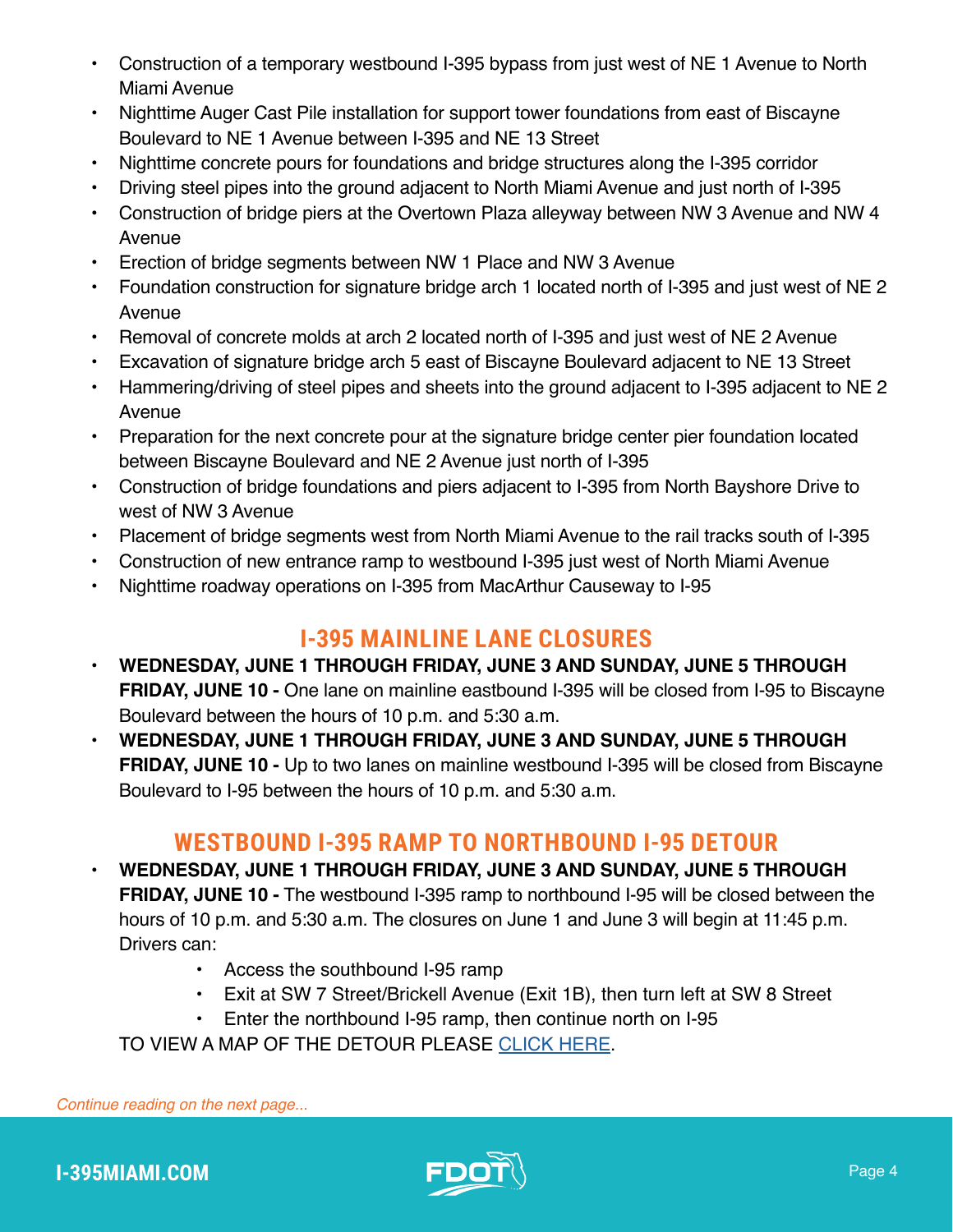- Construction of a temporary westbound I-395 bypass from just west of NE 1 Avenue to North Miami Avenue
- Nighttime Auger Cast Pile installation for support tower foundations from east of Biscayne Boulevard to NE 1 Avenue between I-395 and NE 13 Street
- Nighttime concrete pours for foundations and bridge structures along the I-395 corridor
- Driving steel pipes into the ground adjacent to North Miami Avenue and just north of I-395
- Construction of bridge piers at the Overtown Plaza alleyway between NW 3 Avenue and NW 4 Avenue
- Erection of bridge segments between NW 1 Place and NW 3 Avenue
- Foundation construction for signature bridge arch 1 located north of I-395 and just west of NE 2 Avenue
- Removal of concrete molds at arch 2 located north of I-395 and just west of NE 2 Avenue
- Excavation of signature bridge arch 5 east of Biscayne Boulevard adjacent to NE 13 Street
- Hammering/driving of steel pipes and sheets into the ground adjacent to I-395 adjacent to NE 2 Avenue
- Preparation for the next concrete pour at the signature bridge center pier foundation located between Biscayne Boulevard and NE 2 Avenue just north of I-395
- Construction of bridge foundations and piers adjacent to I-395 from North Bayshore Drive to west of NW 3 Avenue
- Placement of bridge segments west from North Miami Avenue to the rail tracks south of I-395
- Construction of new entrance ramp to westbound I-395 just west of North Miami Avenue
- Nighttime roadway operations on I-395 from MacArthur Causeway to I-95

## I-395 MAINLINE LANE CLOSURES

- **WEDNESDAY, JUNE 1 THROUGH FRIDAY, JUNE 3 AND SUNDAY, JUNE 5 THROUGH FRIDAY, JUNE 10 -** One lane on mainline eastbound I-395 will be closed from I-95 to Biscayne Boulevard between the hours of 10 p.m. and 5:30 a.m.
- **WEDNESDAY, JUNE 1 THROUGH FRIDAY, JUNE 3 AND SUNDAY, JUNE 5 THROUGH FRIDAY, JUNE 10 -** Up to two lanes on mainline westbound I-395 will be closed from Biscayne Boulevard to I-95 between the hours of 10 p.m. and 5:30 a.m.

## WESTBOUND I-395 RAMP TO NORTHBOUND I-95 DETOUR

- **WEDNESDAY, JUNE 1 THROUGH FRIDAY, JUNE 3 AND SUNDAY, JUNE 5 THROUGH FRIDAY, JUNE 10 -** The westbound I-395 ramp to northbound I-95 will be closed between the hours of 10 p.m. and 5:30 a.m. The closures on June 1 and June 3 will begin at 11:45 p.m. Drivers can:
  - Access the southbound I-95 ramp
  - Exit at SW 7 Street/Brickell Avenue (Exit 1B), then turn left at SW 8 Street
  - Enter the northbound I-95 ramp, then continue north on I-95

TO VIEW A MAP OF THE DETOUR PLEASE CLICK HERE.

*Continue reading on the next page...*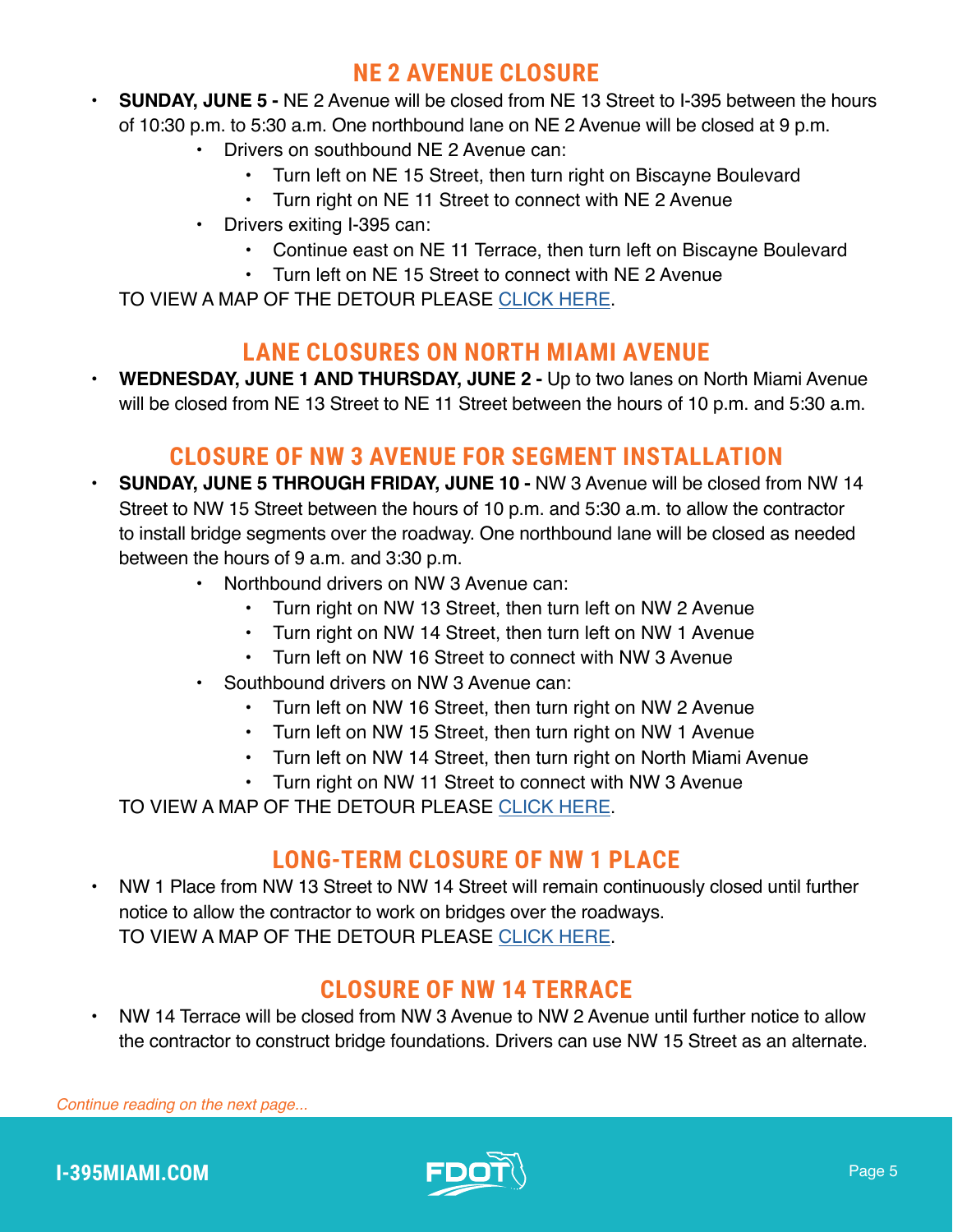## NE 2 AVENUE CLOSURE

- **SUNDAY, JUNE 5 -** NE 2 Avenue will be closed from NE 13 Street to I-395 between the hours of 10:30 p.m. to 5:30 a.m. One northbound lane on NE 2 Avenue will be closed at 9 p.m.
  - Drivers on southbound NE 2 Avenue can:
    - Turn left on NE 15 Street, then turn right on Biscayne Boulevard
    - Turn right on NE 11 Street to connect with NE 2 Avenue
  - Drivers exiting I-395 can:
    - Continue east on NE 11 Terrace, then turn left on Biscayne Boulevard
    - Turn left on NE 15 Street to connect with NE 2 Avenue

  TO VIEW A MAP OF THE DETOUR PLEASE CLICK HERE.

## LANE CLOSURES ON NORTH MIAMI AVENUE

- **WEDNESDAY, JUNE 1 AND THURSDAY, JUNE 2 -** Up to two lanes on North Miami Avenue will be closed from NE 13 Street to NE 11 Street between the hours of 10 p.m. and 5:30 a.m.

## CLOSURE OF NW 3 AVENUE FOR SEGMENT INSTALLATION

- **SUNDAY, JUNE 5 THROUGH FRIDAY, JUNE 10 -** NW 3 Avenue will be closed from NW 14 Street to NW 15 Street between the hours of 10 p.m. and 5:30 a.m. to allow the contractor to install bridge segments over the roadway. One northbound lane will be closed as needed between the hours of 9 a.m. and 3:30 p.m.
  - Northbound drivers on NW 3 Avenue can:
    - Turn right on NW 13 Street, then turn left on NW 2 Avenue
    - Turn right on NW 14 Street, then turn left on NW 1 Avenue
    - Turn left on NW 16 Street to connect with NW 3 Avenue
  - Southbound drivers on NW 3 Avenue can:
    - Turn left on NW 16 Street, then turn right on NW 2 Avenue
    - Turn left on NW 15 Street, then turn right on NW 1 Avenue
    - Turn left on NW 14 Street, then turn right on North Miami Avenue
    - Turn right on NW 11 Street to connect with NW 3 Avenue

  TO VIEW A MAP OF THE DETOUR PLEASE CLICK HERE.

## LONG-TERM CLOSURE OF NW 1 PLACE

- NW 1 Place from NW 13 Street to NW 14 Street will remain continuously closed until further notice to allow the contractor to work on bridges over the roadways.
  TO VIEW A MAP OF THE DETOUR PLEASE CLICK HERE.

## CLOSURE OF NW 14 TERRACE

- NW 14 Terrace will be closed from NW 3 Avenue to NW 2 Avenue until further notice to allow the contractor to construct bridge foundations. Drivers can use NW 15 Street as an alternate.

*Continue reading on the next page...*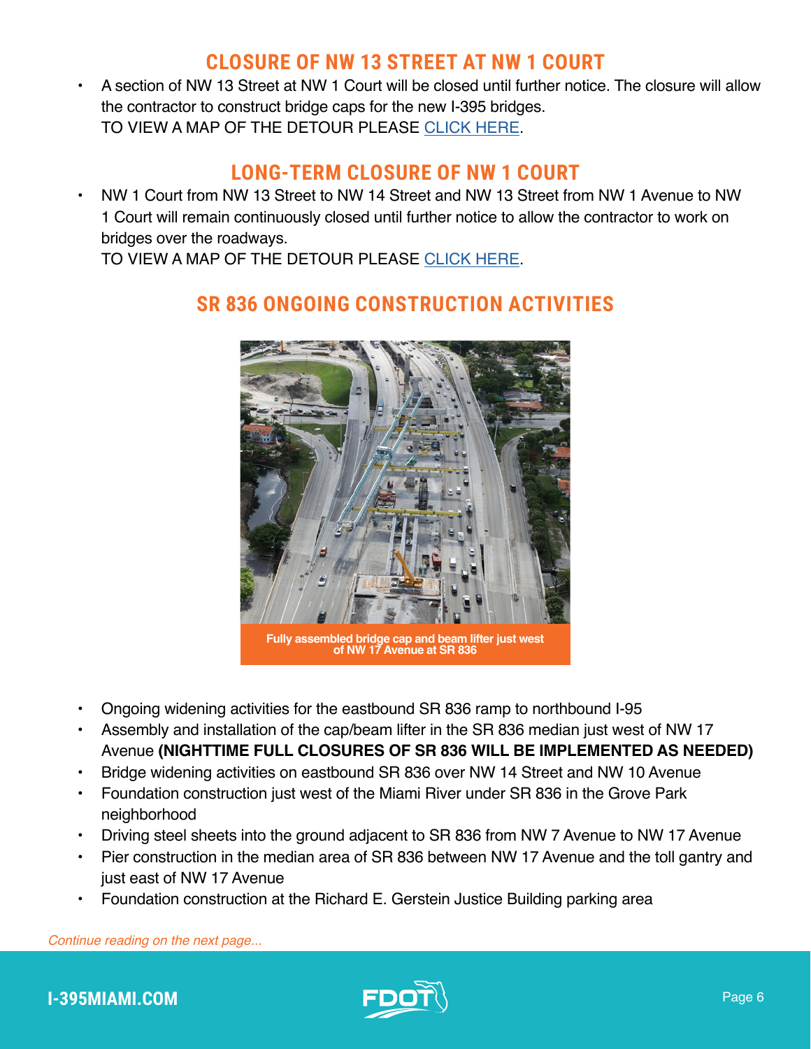## CLOSURE OF NW 13 STREET AT NW 1 COURT

- A section of NW 13 Street at NW 1 Court will be closed until further notice. The closure will allow the contractor to construct bridge caps for the new I-395 bridges.
  TO VIEW A MAP OF THE DETOUR PLEASE CLICK HERE.

## LONG-TERM CLOSURE OF NW 1 COURT

- NW 1 Court from NW 13 Street to NW 14 Street and NW 13 Street from NW 1 Avenue to NW 1 Court will remain continuously closed until further notice to allow the contractor to work on bridges over the roadways.
  TO VIEW A MAP OF THE DETOUR PLEASE CLICK HERE.

## SR 836 ONGOING CONSTRUCTION ACTIVITIES

Fully assembled bridge cap and beam lifter just west of NW 17 Avenue at SR 836

- Ongoing widening activities for the eastbound SR 836 ramp to northbound I-95
- Assembly and installation of the cap/beam lifter in the SR 836 median just west of NW 17 Avenue **(NIGHTTIME FULL CLOSURES OF SR 836 WILL BE IMPLEMENTED AS NEEDED)**
- Bridge widening activities on eastbound SR 836 over NW 14 Street and NW 10 Avenue
- Foundation construction just west of the Miami River under SR 836 in the Grove Park neighborhood
- Driving steel sheets into the ground adjacent to SR 836 from NW 7 Avenue to NW 17 Avenue
- Pier construction in the median area of SR 836 between NW 17 Avenue and the toll gantry and just east of NW 17 Avenue
- Foundation construction at the Richard E. Gerstein Justice Building parking area

*Continue reading on the next page...*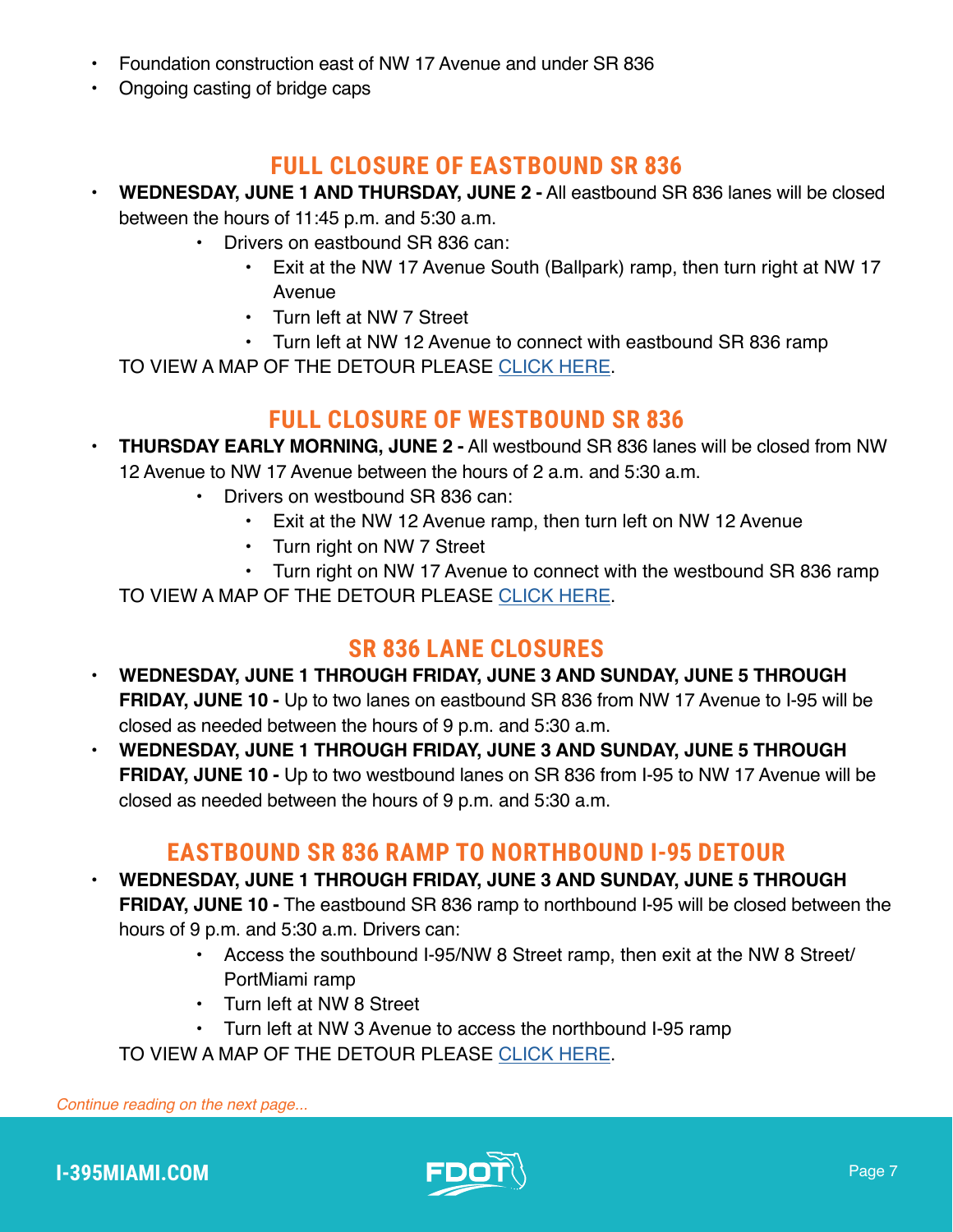- Foundation construction east of NW 17 Avenue and under SR 836
- Ongoing casting of bridge caps

## FULL CLOSURE OF EASTBOUND SR 836

- **WEDNESDAY, JUNE 1 AND THURSDAY, JUNE 2 -** All eastbound SR 836 lanes will be closed between the hours of 11:45 p.m. and 5:30 a.m.
    - Drivers on eastbound SR 836 can:
        - Exit at the NW 17 Avenue South (Ballpark) ramp, then turn right at NW 17 Avenue
        - Turn left at NW 7 Street
        - Turn left at NW 12 Avenue to connect with eastbound SR 836 ramp

TO VIEW A MAP OF THE DETOUR PLEASE CLICK HERE.

## FULL CLOSURE OF WESTBOUND SR 836

- **THURSDAY EARLY MORNING, JUNE 2 -** All westbound SR 836 lanes will be closed from NW 12 Avenue to NW 17 Avenue between the hours of 2 a.m. and 5:30 a.m.
    - Drivers on westbound SR 836 can:
        - Exit at the NW 12 Avenue ramp, then turn left on NW 12 Avenue
        - Turn right on NW 7 Street
        - Turn right on NW 17 Avenue to connect with the westbound SR 836 ramp

TO VIEW A MAP OF THE DETOUR PLEASE CLICK HERE.

## SR 836 LANE CLOSURES

- **WEDNESDAY, JUNE 1 THROUGH FRIDAY, JUNE 3 AND SUNDAY, JUNE 5 THROUGH FRIDAY, JUNE 10 -** Up to two lanes on eastbound SR 836 from NW 17 Avenue to I-95 will be closed as needed between the hours of 9 p.m. and 5:30 a.m.
- **WEDNESDAY, JUNE 1 THROUGH FRIDAY, JUNE 3 AND SUNDAY, JUNE 5 THROUGH FRIDAY, JUNE 10 -** Up to two westbound lanes on SR 836 from I-95 to NW 17 Avenue will be closed as needed between the hours of 9 p.m. and 5:30 a.m.

## EASTBOUND SR 836 RAMP TO NORTHBOUND I-95 DETOUR

- **WEDNESDAY, JUNE 1 THROUGH FRIDAY, JUNE 3 AND SUNDAY, JUNE 5 THROUGH FRIDAY, JUNE 10 -** The eastbound SR 836 ramp to northbound I-95 will be closed between the hours of 9 p.m. and 5:30 a.m. Drivers can:
    - Access the southbound I-95/NW 8 Street ramp, then exit at the NW 8 Street/PortMiami ramp
    - Turn left at NW 8 Street
    - Turn left at NW 3 Avenue to access the northbound I-95 ramp

TO VIEW A MAP OF THE DETOUR PLEASE CLICK HERE.

*Continue reading on the next page...*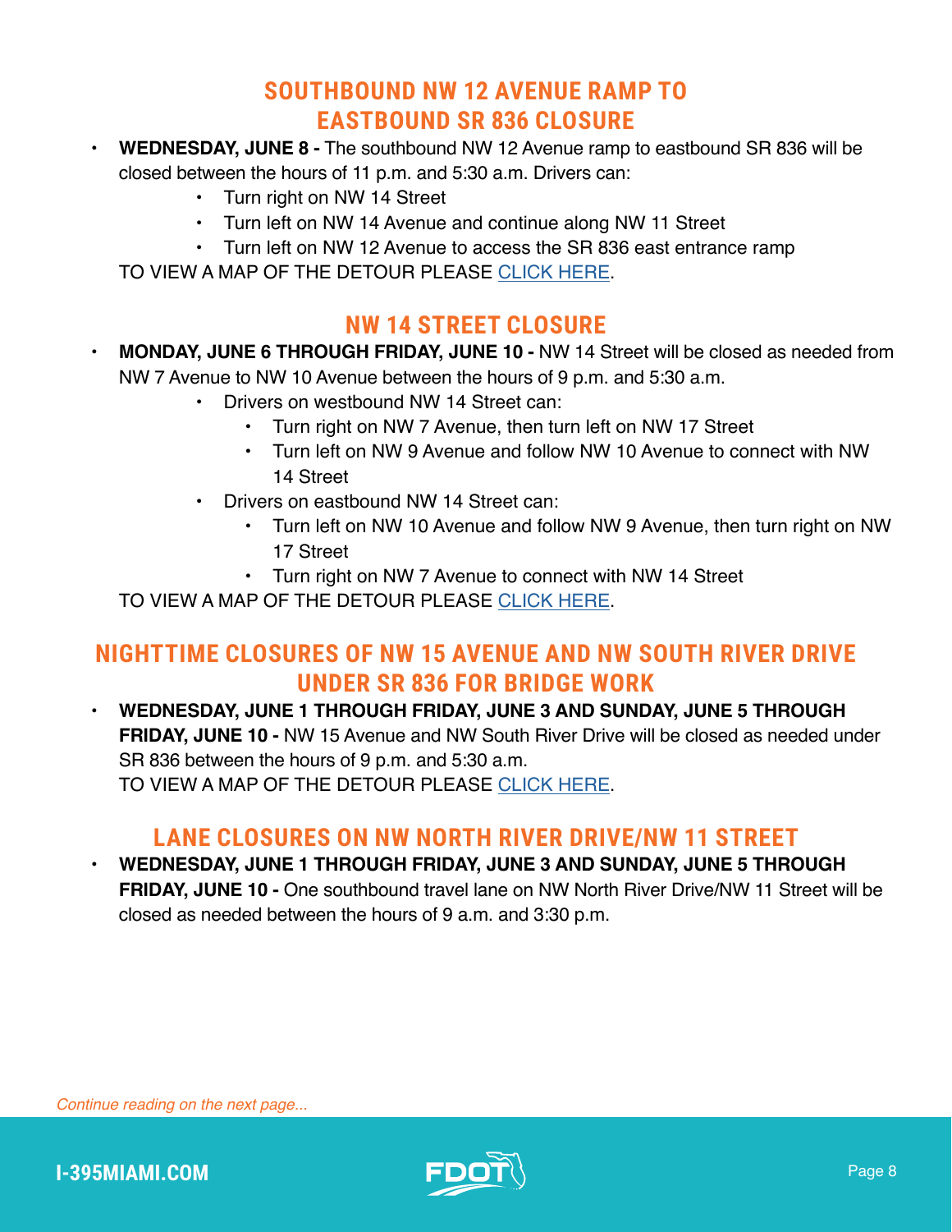## SOUTHBOUND NW 12 AVENUE RAMP TO EASTBOUND SR 836 CLOSURE

- **WEDNESDAY, JUNE 8 -** The southbound NW 12 Avenue ramp to eastbound SR 836 will be closed between the hours of 11 p.m. and 5:30 a.m. Drivers can:
  - Turn right on NW 14 Street
  - Turn left on NW 14 Avenue and continue along NW 11 Street
  - Turn left on NW 12 Avenue to access the SR 836 east entrance ramp

TO VIEW A MAP OF THE DETOUR PLEASE CLICK HERE.

## NW 14 STREET CLOSURE

- **MONDAY, JUNE 6 THROUGH FRIDAY, JUNE 10 -** NW 14 Street will be closed as needed from NW 7 Avenue to NW 10 Avenue between the hours of 9 p.m. and 5:30 a.m.
  - Drivers on westbound NW 14 Street can:
    - Turn right on NW 7 Avenue, then turn left on NW 17 Street
    - Turn left on NW 9 Avenue and follow NW 10 Avenue to connect with NW 14 Street
  - Drivers on eastbound NW 14 Street can:
    - Turn left on NW 10 Avenue and follow NW 9 Avenue, then turn right on NW 17 Street
    - Turn right on NW 7 Avenue to connect with NW 14 Street

TO VIEW A MAP OF THE DETOUR PLEASE CLICK HERE.

## NIGHTTIME CLOSURES OF NW 15 AVENUE AND NW SOUTH RIVER DRIVE UNDER SR 836 FOR BRIDGE WORK

- **WEDNESDAY, JUNE 1 THROUGH FRIDAY, JUNE 3 AND SUNDAY, JUNE 5 THROUGH FRIDAY, JUNE 10 -** NW 15 Avenue and NW South River Drive will be closed as needed under SR 836 between the hours of 9 p.m. and 5:30 a.m.

  TO VIEW A MAP OF THE DETOUR PLEASE CLICK HERE.

## LANE CLOSURES ON NW NORTH RIVER DRIVE/NW 11 STREET

- **WEDNESDAY, JUNE 1 THROUGH FRIDAY, JUNE 3 AND SUNDAY, JUNE 5 THROUGH FRIDAY, JUNE 10 -** One southbound travel lane on NW North River Drive/NW 11 Street will be closed as needed between the hours of 9 a.m. and 3:30 p.m.

*Continue reading on the next page...*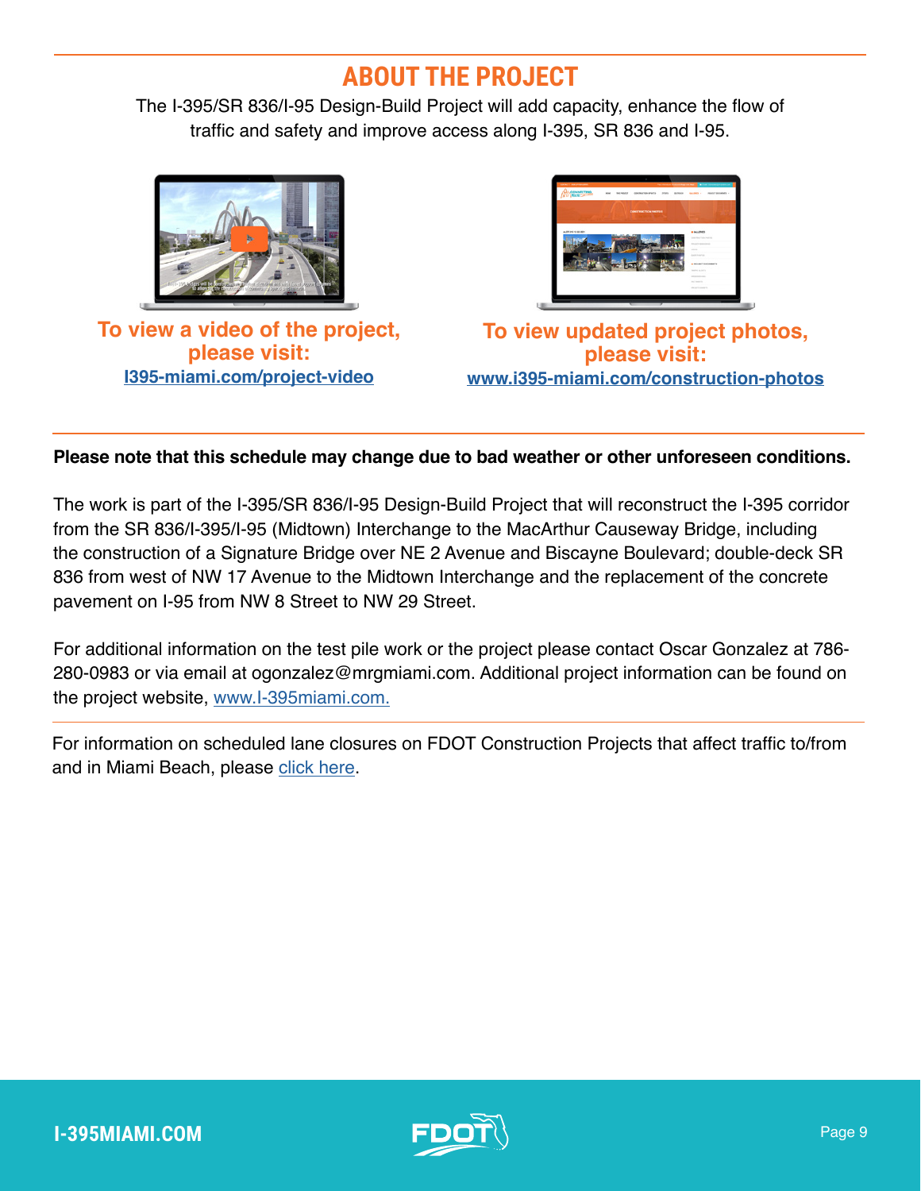## ABOUT THE PROJECT

The I-395/SR 836/I-95 Design-Build Project will add capacity, enhance the flow of traffic and safety and improve access along I-395, SR 836 and I-95.

**To view a video of the project, please visit:**
**I395-miami.com/project-video**

**To view updated project photos, please visit:**
**www.i395-miami.com/construction-photos**

**Please note that this schedule may change due to bad weather or other unforeseen conditions.**

The work is part of the I-395/SR 836/I-95 Design-Build Project that will reconstruct the I-395 corridor from the SR 836/I-395/I-95 (Midtown) Interchange to the MacArthur Causeway Bridge, including the construction of a Signature Bridge over NE 2 Avenue and Biscayne Boulevard; double-deck SR 836 from west of NW 17 Avenue to the Midtown Interchange and the replacement of the concrete pavement on I-95 from NW 8 Street to NW 29 Street.

For additional information on the test pile work or the project please contact Oscar Gonzalez at 786-280-0983 or via email at ogonzalez@mrgmiami.com. Additional project information can be found on the project website, www.I-395miami.com.

For information on scheduled lane closures on FDOT Construction Projects that affect traffic to/from and in Miami Beach, please click here.